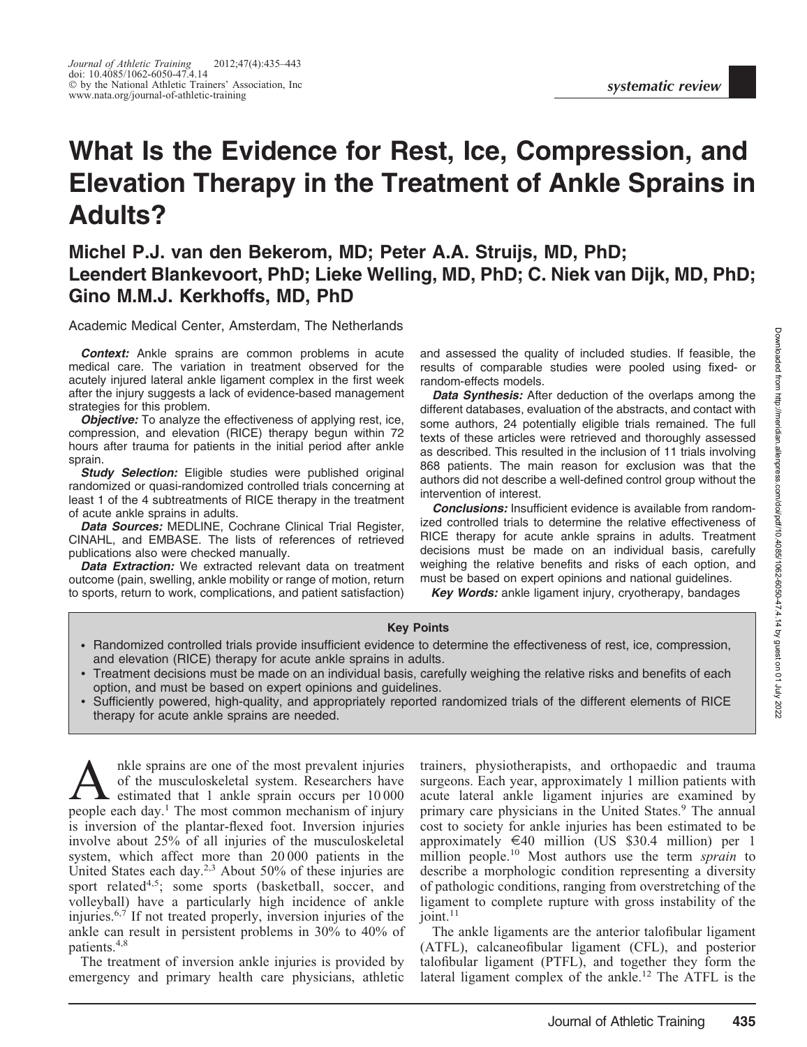systematic review

# What Is the Evidence for Rest, Ice, Compression, and Elevation Therapy in the Treatment of Ankle Sprains in Adults?

## Michel P.J. van den Bekerom, MD; Peter A.A. Struijs, MD, PhD; Leendert Blankevoort, PhD; Lieke Welling, MD, PhD; C. Niek van Dijk, MD, PhD; Gino M.M.J. Kerkhoffs, MD, PhD

Academic Medical Center, Amsterdam, The Netherlands

***Context:*** Ankle sprains are common problems in acute medical care. The variation in treatment observed for the acutely injured lateral ankle ligament complex in the first week after the injury suggests a lack of evidence-based management strategies for this problem.

***Objective:*** To analyze the effectiveness of applying rest, ice, compression, and elevation (RICE) therapy begun within 72 hours after trauma for patients in the initial period after ankle sprain.

***Study Selection:*** Eligible studies were published original randomized or quasi-randomized controlled trials concerning at least 1 of the 4 subtreatments of RICE therapy in the treatment of acute ankle sprains in adults.

***Data Sources:*** MEDLINE, Cochrane Clinical Trial Register, CINAHL, and EMBASE. The lists of references of retrieved publications also were checked manually.

***Data Extraction:*** We extracted relevant data on treatment outcome (pain, swelling, ankle mobility or range of motion, return to sports, return to work, complications, and patient satisfaction) and assessed the quality of included studies. If feasible, the results of comparable studies were pooled using fixed- or random-effects models.

***Data Synthesis:*** After deduction of the overlaps among the different databases, evaluation of the abstracts, and contact with some authors, 24 potentially eligible trials remained. The full texts of these articles were retrieved and thoroughly assessed as described. This resulted in the inclusion of 11 trials involving 868 patients. The main reason for exclusion was that the authors did not describe a well-defined control group without the intervention of interest.

***Conclusions:*** Insufficient evidence is available from randomized controlled trials to determine the relative effectiveness of RICE therapy for acute ankle sprains in adults. Treatment decisions must be made on an individual basis, carefully weighing the relative benefits and risks of each option, and must be based on expert opinions and national guidelines.

***Key Words:*** ankle ligament injury, cryotherapy, bandages

**Key Points**

- Randomized controlled trials provide insufficient evidence to determine the effectiveness of rest, ice, compression, and elevation (RICE) therapy for acute ankle sprains in adults.
- Treatment decisions must be made on an individual basis, carefully weighing the relative risks and benefits of each option, and must be based on expert opinions and guidelines.
- Sufficiently powered, high-quality, and appropriately reported randomized trials of the different elements of RICE therapy for acute ankle sprains are needed.

Ankle sprains are one of the most prevalent injuries of the musculoskeletal system. Researchers have estimated that 1 ankle sprain occurs per 10 000 people each day.[1] The most common mechanism of injury is inversion of the plantar-flexed foot. Inversion injuries involve about 25% of all injuries of the musculoskeletal system, which affect more than 20 000 patients in the United States each day.[2,3] About 50% of these injuries are sport related[4,5]; some sports (basketball, soccer, and volleyball) have a particularly high incidence of ankle injuries.[6,7] If not treated properly, inversion injuries of the ankle can result in persistent problems in 30% to 40% of patients.[4,8]

The treatment of inversion ankle injuries is provided by emergency and primary health care physicians, athletic trainers, physiotherapists, and orthopaedic and trauma surgeons. Each year, approximately 1 million patients with acute lateral ankle ligament injuries are examined by primary care physicians in the United States.[9] The annual cost to society for ankle injuries has been estimated to be approximately €40 million (US $30.4 million) per 1 million people.[10] Most authors use the term *sprain* to describe a morphologic condition representing a diversity of pathologic conditions, ranging from overstretching of the ligament to complete rupture with gross instability of the joint.[11]

The ankle ligaments are the anterior talofibular ligament (ATFL), calcaneofibular ligament (CFL), and posterior talofibular ligament (PTFL), and together they form the lateral ligament complex of the ankle.[12] The ATFL is the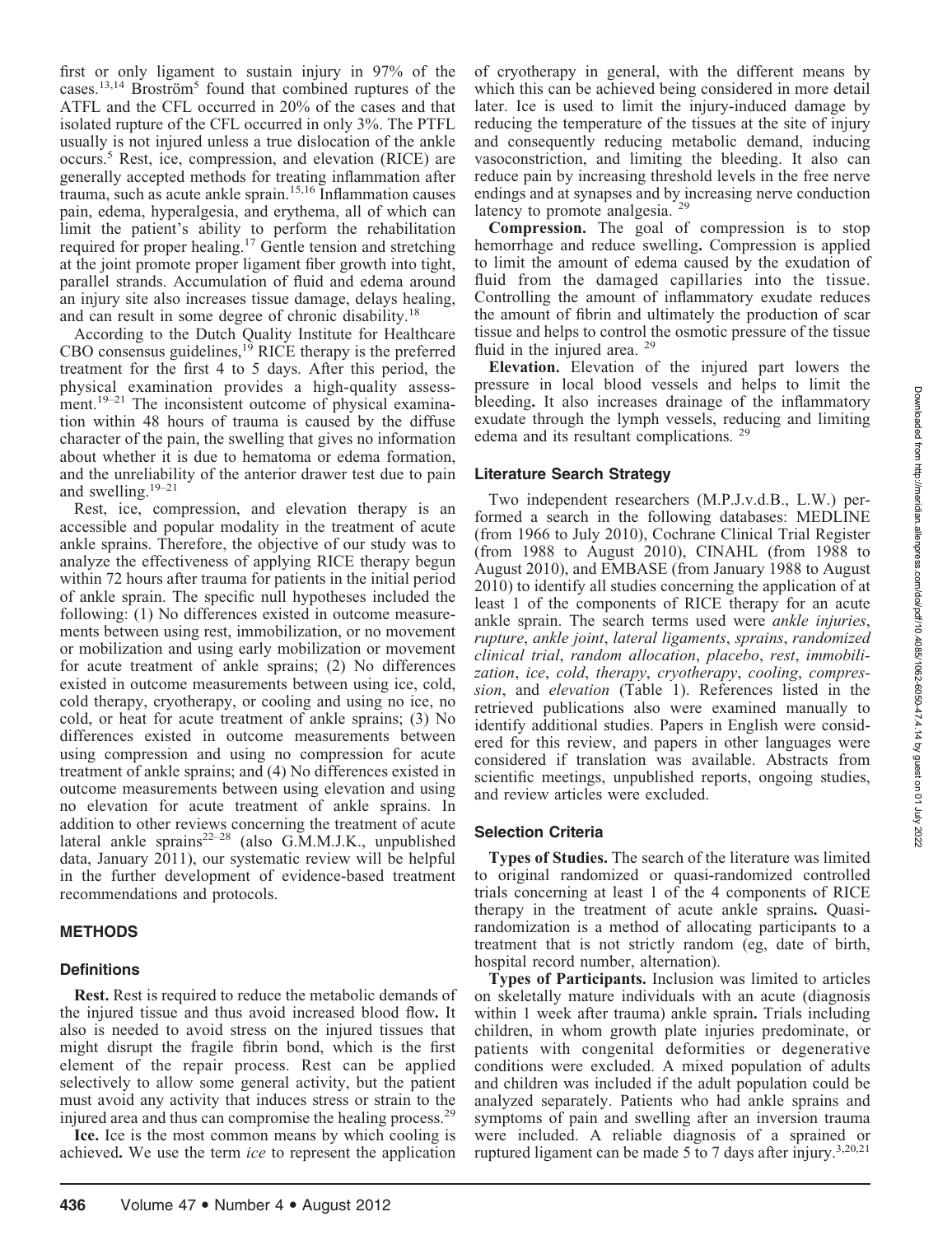first or only ligament to sustain injury in 97% of the cases.[13,14] Broström[5] found that combined ruptures of the ATFL and the CFL occurred in 20% of the cases and that isolated rupture of the CFL occurred in only 3%. The PTFL usually is not injured unless a true dislocation of the ankle occurs.[5] Rest, ice, compression, and elevation (RICE) are generally accepted methods for treating inflammation after trauma, such as acute ankle sprain.[15,16] Inflammation causes pain, edema, hyperalgesia, and erythema, all of which can limit the patient's ability to perform the rehabilitation required for proper healing.[17] Gentle tension and stretching at the joint promote proper ligament fiber growth into tight, parallel strands. Accumulation of fluid and edema around an injury site also increases tissue damage, delays healing, and can result in some degree of chronic disability.[18]

According to the Dutch Quality Institute for Healthcare CBO consensus guidelines,[19] RICE therapy is the preferred treatment for the first 4 to 5 days. After this period, the physical examination provides a high-quality assessment.[19–21] The inconsistent outcome of physical examination within 48 hours of trauma is caused by the diffuse character of the pain, the swelling that gives no information about whether it is due to hematoma or edema formation, and the unreliability of the anterior drawer test due to pain and swelling.[19–21]

Rest, ice, compression, and elevation therapy is an accessible and popular modality in the treatment of acute ankle sprains. Therefore, the objective of our study was to analyze the effectiveness of applying RICE therapy begun within 72 hours after trauma for patients in the initial period of ankle sprain. The specific null hypotheses included the following: (1) No differences existed in outcome measurements between using rest, immobilization, or no movement or mobilization and using early mobilization or movement for acute treatment of ankle sprains; (2) No differences existed in outcome measurements between using ice, cold, cold therapy, cryotherapy, or cooling and using no ice, no cold, or heat for acute treatment of ankle sprains; (3) No differences existed in outcome measurements between using compression and using no compression for acute treatment of ankle sprains; and (4) No differences existed in outcome measurements between using elevation and using no elevation for acute treatment of ankle sprains. In addition to other reviews concerning the treatment of acute lateral ankle sprains[22–28] (also G.M.M.J.K., unpublished data, January 2011), our systematic review will be helpful in the further development of evidence-based treatment recommendations and protocols.

## METHODS

### Definitions

**Rest.** Rest is required to reduce the metabolic demands of the injured tissue and thus avoid increased blood flow**.** It also is needed to avoid stress on the injured tissues that might disrupt the fragile fibrin bond, which is the first element of the repair process. Rest can be applied selectively to allow some general activity, but the patient must avoid any activity that induces stress or strain to the injured area and thus can compromise the healing process.[29]

**Ice.** Ice is the most common means by which cooling is achieved**.** We use the term *ice* to represent the application of cryotherapy in general, with the different means by which this can be achieved being considered in more detail later. Ice is used to limit the injury-induced damage by reducing the temperature of the tissues at the site of injury and consequently reducing metabolic demand, inducing vasoconstriction, and limiting the bleeding. It also can reduce pain by increasing threshold levels in the free nerve endings and at synapses and by increasing nerve conduction latency to promote analgesia.[29]

**Compression.** The goal of compression is to stop hemorrhage and reduce swelling**.** Compression is applied to limit the amount of edema caused by the exudation of fluid from the damaged capillaries into the tissue. Controlling the amount of inflammatory exudate reduces the amount of fibrin and ultimately the production of scar tissue and helps to control the osmotic pressure of the tissue fluid in the injured area.[29]

**Elevation.** Elevation of the injured part lowers the pressure in local blood vessels and helps to limit the bleeding**.** It also increases drainage of the inflammatory exudate through the lymph vessels, reducing and limiting edema and its resultant complications.[29]

### Literature Search Strategy

Two independent researchers (M.P.J.v.d.B., L.W.) performed a search in the following databases: MEDLINE (from 1966 to July 2010), Cochrane Clinical Trial Register (from 1988 to August 2010), CINAHL (from 1988 to August 2010), and EMBASE (from January 1988 to August 2010) to identify all studies concerning the application of at least 1 of the components of RICE therapy for an acute ankle sprain. The search terms used were *ankle injuries*, *rupture*, *ankle joint*, *lateral ligaments*, *sprains*, *randomized clinical trial*, *random allocation*, *placebo*, *rest*, *immobilization*, *ice*, *cold*, *therapy*, *cryotherapy*, *cooling*, *compression*, and *elevation* (Table 1). References listed in the retrieved publications also were examined manually to identify additional studies. Papers in English were considered for this review, and papers in other languages were considered if translation was available. Abstracts from scientific meetings, unpublished reports, ongoing studies, and review articles were excluded.

### Selection Criteria

**Types of Studies.** The search of the literature was limited to original randomized or quasi-randomized controlled trials concerning at least 1 of the 4 components of RICE therapy in the treatment of acute ankle sprains**.** Quasi-randomization is a method of allocating participants to a treatment that is not strictly random (eg, date of birth, hospital record number, alternation).

**Types of Participants.** Inclusion was limited to articles on skeletally mature individuals with an acute (diagnosis within 1 week after trauma) ankle sprain**.** Trials including children, in whom growth plate injuries predominate, or patients with congenital deformities or degenerative conditions were excluded. A mixed population of adults and children was included if the adult population could be analyzed separately. Patients who had ankle sprains and symptoms of pain and swelling after an inversion trauma were included. A reliable diagnosis of a sprained or ruptured ligament can be made 5 to 7 days after injury.[3,20,21]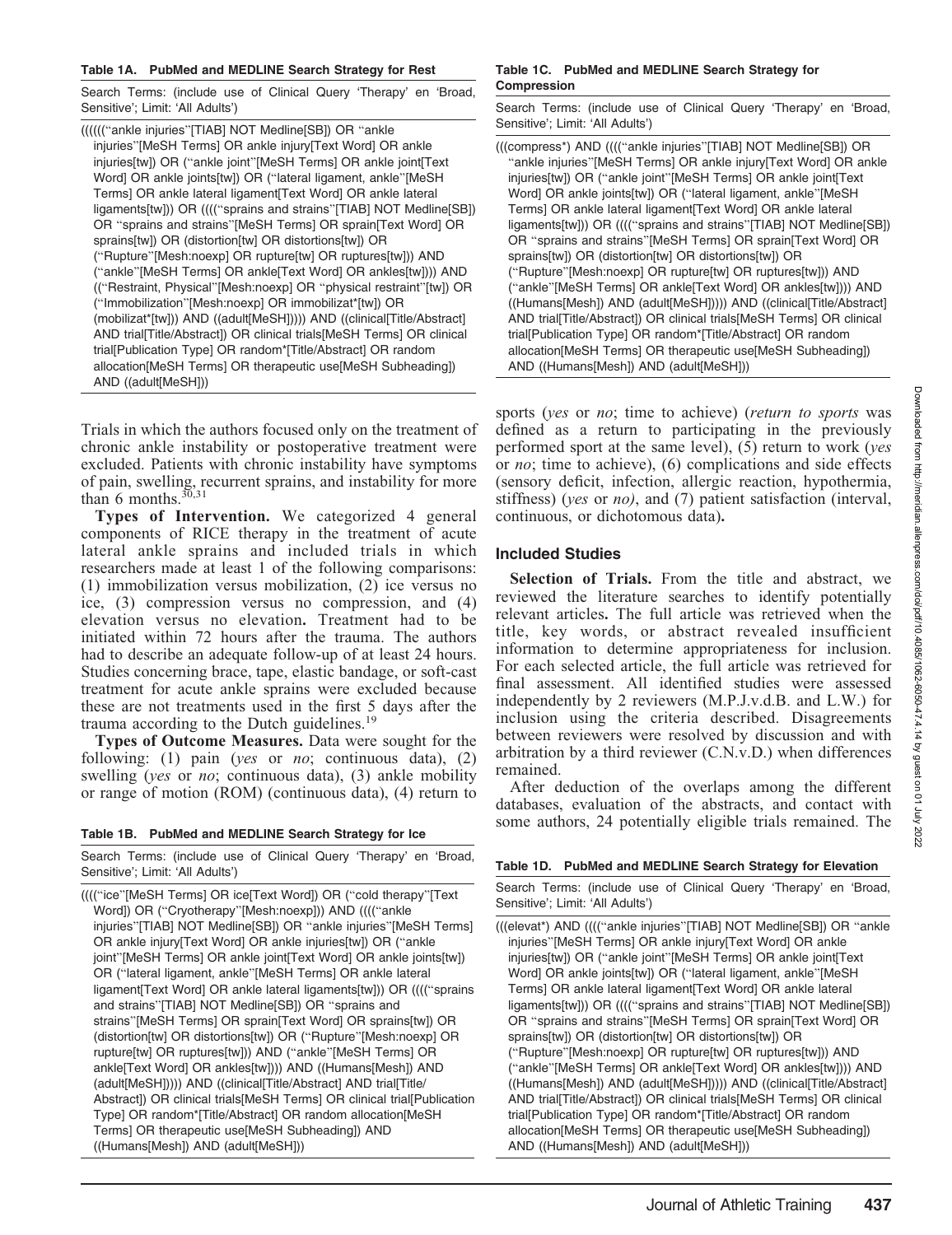**Table 1A. PubMed and MEDLINE Search Strategy for Rest**

| Search Terms: (include use of Clinical Query 'Therapy' en 'Broad, Sensitive'; Limit: 'All Adults') |
|---|
| ((((((“ankle injuries”[TIAB] NOT Medline[SB]) OR “ankle injuries”[MeSH Terms] OR ankle injury[Text Word] OR ankle injuries[tw]) OR (“ankle joint”[MeSH Terms] OR ankle joint[Text Word] OR ankle joints[tw]) OR (“lateral ligament, ankle”[MeSH Terms] OR ankle lateral ligament[Text Word] OR ankle lateral ligaments[tw])) OR ((((“sprains and strains”[TIAB] NOT Medline[SB]) OR “sprains and strains”[MeSH Terms] OR sprain[Text Word] OR sprains[tw]) OR (distortion[tw] OR distortions[tw]) OR (“Rupture”[Mesh:noexp] OR rupture[tw] OR ruptures[tw])) AND (“ankle”[MeSH Terms] OR ankle[Text Word] OR ankles[tw]))) AND ((“Restraint, Physical”[Mesh:noexp] OR “physical restraint”[tw]) OR (“Immobilization”[Mesh:noexp] OR immobilizat*[tw]) OR (mobilizat*[tw])) AND ((adult[MeSH])))) AND ((clinical[Title/Abstract] AND trial[Title/Abstract]) OR clinical trials[MeSH Terms] OR clinical trial[Publication Type] OR random*[Title/Abstract] OR random allocation[MeSH Terms] OR therapeutic use[MeSH Subheading]) AND ((adult[MeSH])) |

Trials in which the authors focused only on the treatment of chronic ankle instability or postoperative treatment were excluded. Patients with chronic instability have symptoms of pain, swelling, recurrent sprains, and instability for more than 6 months.[30,31]

**Types of Intervention.** We categorized 4 general components of RICE therapy in the treatment of acute lateral ankle sprains and included trials in which researchers made at least 1 of the following comparisons: (1) immobilization versus mobilization, (2) ice versus no ice, (3) compression versus no compression, and (4) elevation versus no elevation**.** Treatment had to be initiated within 72 hours after the trauma. The authors had to describe an adequate follow-up of at least 24 hours. Studies concerning brace, tape, elastic bandage, or soft-cast treatment for acute ankle sprains were excluded because these are not treatments used in the first 5 days after the trauma according to the Dutch guidelines.[19]

**Types of Outcome Measures.** Data were sought for the following: (1) pain (*yes* or *no*; continuous data), (2) swelling (*yes* or *no*; continuous data), (3) ankle mobility or range of motion (ROM) (continuous data), (4) return to sports (*yes* or *no*; time to achieve) (*return to sports* was defined as a return to participating in the previously performed sport at the same level), (5) return to work (*yes* or *no*; time to achieve), (6) complications and side effects (sensory deficit, infection, allergic reaction, hypothermia, stiffness) (*yes* or *no)*, and (7) patient satisfaction (interval, continuous, or dichotomous data)**.**

**Table 1B. PubMed and MEDLINE Search Strategy for Ice**

| Search Terms: (include use of Clinical Query 'Therapy' en 'Broad, Sensitive'; Limit: 'All Adults') |
|---|
| ((((“ice”[MeSH Terms] OR ice[Text Word]) OR (“cold therapy”[Text Word]) OR (“Cryotherapy”[Mesh:noexp]))) AND ((((“ankle injuries”[TIAB] NOT Medline[SB]) OR “ankle injuries”[MeSH Terms] OR ankle injury[Text Word] OR ankle injuries[tw]) OR (“ankle joint”[MeSH Terms] OR ankle joint[Text Word] OR ankle joints[tw]) OR (“lateral ligament, ankle”[MeSH Terms] OR ankle lateral ligament[Text Word] OR ankle lateral ligaments[tw])) OR ((((“sprains and strains”[TIAB] NOT Medline[SB]) OR “sprains and strains”[MeSH Terms] OR sprain[Text Word] OR sprains[tw]) OR (distortion[tw] OR distortions[tw]) OR (“Rupture”[Mesh:noexp] OR rupture[tw] OR ruptures[tw])) AND (“ankle”[MeSH Terms] OR ankle[Text Word] OR ankles[tw]))) AND ((Humans[Mesh]) AND (adult[MeSH])))) AND ((clinical[Title/Abstract] AND trial[Title/Abstract]) OR clinical trials[MeSH Terms] OR clinical trial[Publication Type] OR random*[Title/Abstract] OR random allocation[MeSH Terms] OR therapeutic use[MeSH Subheading]) AND ((Humans[Mesh]) AND (adult[MeSH])) |

**Table 1C. PubMed and MEDLINE Search Strategy for Compression**

| Search Terms: (include use of Clinical Query 'Therapy' en 'Broad, Sensitive'; Limit: 'All Adults') |
|---|
| (((compress*) AND ((((“ankle injuries”[TIAB] NOT Medline[SB]) OR “ankle injuries”[MeSH Terms] OR ankle injury[Text Word] OR ankle injuries[tw]) OR (“ankle joint”[MeSH Terms] OR ankle joint[Text Word] OR ankle joints[tw]) OR (“lateral ligament, ankle”[MeSH Terms] OR ankle lateral ligament[Text Word] OR ankle lateral ligaments[tw])) OR ((((“sprains and strains”[TIAB] NOT Medline[SB]) OR “sprains and strains”[MeSH Terms] OR sprain[Text Word] OR sprains[tw]) OR (distortion[tw] OR distortions[tw]) OR (“Rupture”[Mesh:noexp] OR rupture[tw] OR ruptures[tw])) AND (“ankle”[MeSH Terms] OR ankle[Text Word] OR ankles[tw]))) AND ((Humans[Mesh]) AND (adult[MeSH])))) AND ((clinical[Title/Abstract] AND trial[Title/Abstract]) OR clinical trials[MeSH Terms] OR clinical trial[Publication Type] OR random*[Title/Abstract] OR random allocation[MeSH Terms] OR therapeutic use[MeSH Subheading]) AND ((Humans[Mesh]) AND (adult[MeSH])) |

## Included Studies

**Selection of Trials.** From the title and abstract, we reviewed the literature searches to identify potentially relevant articles**.** The full article was retrieved when the title, key words, or abstract revealed insufficient information to determine appropriateness for inclusion. For each selected article, the full article was retrieved for final assessment. All identified studies were assessed independently by 2 reviewers (M.P.J.v.d.B. and L.W.) for inclusion using the criteria described. Disagreements between reviewers were resolved by discussion and with arbitration by a third reviewer (C.N.v.D.) when differences remained.

After deduction of the overlaps among the different databases, evaluation of the abstracts, and contact with some authors, 24 potentially eligible trials remained. The

**Table 1D. PubMed and MEDLINE Search Strategy for Elevation**

| Search Terms: (include use of Clinical Query 'Therapy' en 'Broad, Sensitive'; Limit: 'All Adults') |
|---|
| (((elevat*) AND ((((“ankle injuries”[TIAB] NOT Medline[SB]) OR “ankle injuries”[MeSH Terms] OR ankle injury[Text Word] OR ankle injuries[tw]) OR (“ankle joint”[MeSH Terms] OR ankle joint[Text Word] OR ankle joints[tw]) OR (“lateral ligament, ankle”[MeSH Terms] OR ankle lateral ligament[Text Word] OR ankle lateral ligaments[tw])) OR ((((“sprains and strains”[TIAB] NOT Medline[SB]) OR “sprains and strains”[MeSH Terms] OR sprain[Text Word] OR sprains[tw]) OR (distortion[tw] OR distortions[tw]) OR (“Rupture”[Mesh:noexp] OR rupture[tw] OR ruptures[tw])) AND (“ankle”[MeSH Terms] OR ankle[Text Word] OR ankles[tw]))) AND ((Humans[Mesh]) AND (adult[MeSH])))) AND ((clinical[Title/Abstract] AND trial[Title/Abstract]) OR clinical trials[MeSH Terms] OR clinical trial[Publication Type] OR random*[Title/Abstract] OR random allocation[MeSH Terms] OR therapeutic use[MeSH Subheading]) AND ((Humans[Mesh]) AND (adult[MeSH])) |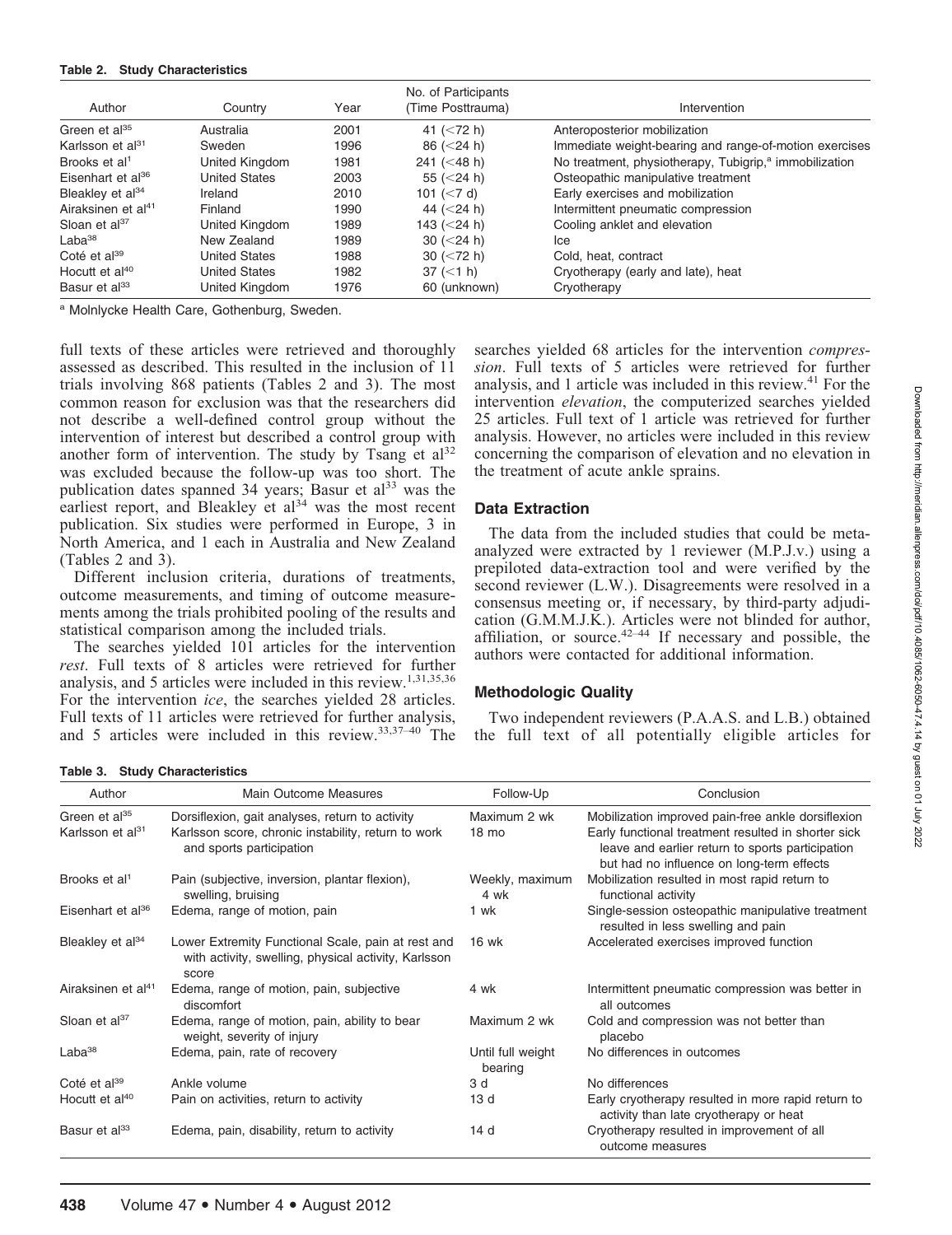**Table 2. Study Characteristics**

| Author | Country | Year | No. of Participants (Time Posttrauma) | Intervention |
|---|---|---|---|---|
| Green et al[35] | Australia | 2001 | 41 (<72 h) | Anteroposterior mobilization |
| Karlsson et al[31] | Sweden | 1996 | 86 (<24 h) | Immediate weight-bearing and range-of-motion exercises |
| Brooks et al[1] | United Kingdom | 1981 | 241 (<48 h) | No treatment, physiotherapy, Tubigrip,[a] immobilization |
| Eisenhart et al[36] | United States | 2003 | 55 (<24 h) | Osteopathic manipulative treatment |
| Bleakley et al[34] | Ireland | 2010 | 101 (<7 d) | Early exercises and mobilization |
| Airaksinen et al[41] | Finland | 1990 | 44 (<24 h) | Intermittent pneumatic compression |
| Sloan et al[37] | United Kingdom | 1989 | 143 (<24 h) | Cooling anklet and elevation |
| Laba[38] | New Zealand | 1989 | 30 (<24 h) | Ice |
| Coté et al[39] | United States | 1988 | 30 (<72 h) | Cold, heat, contract |
| Hocutt et al[40] | United States | 1982 | 37 (<1 h) | Cryotherapy (early and late), heat |
| Basur et al[33] | United Kingdom | 1976 | 60 (unknown) | Cryotherapy |

[a] Molnlycke Health Care, Gothenburg, Sweden.

full texts of these articles were retrieved and thoroughly assessed as described. This resulted in the inclusion of 11 trials involving 868 patients (Tables 2 and 3). The most common reason for exclusion was that the researchers did not describe a well-defined control group without the intervention of interest but described a control group with another form of intervention. The study by Tsang et al[32] was excluded because the follow-up was too short. The publication dates spanned 34 years; Basur et al[33] was the earliest report, and Bleakley et al[34] was the most recent publication. Six studies were performed in Europe, 3 in North America, and 1 each in Australia and New Zealand (Tables 2 and 3).

Different inclusion criteria, durations of treatments, outcome measurements, and timing of outcome measurements among the trials prohibited pooling of the results and statistical comparison among the included trials.

The searches yielded 101 articles for the intervention *rest*. Full texts of 8 articles were retrieved for further analysis, and 5 articles were included in this review.[1,31,35,36] For the intervention *ice*, the searches yielded 28 articles. Full texts of 11 articles were retrieved for further analysis, and 5 articles were included in this review.[33,37–40] The searches yielded 68 articles for the intervention *compression*. Full texts of 5 articles were retrieved for further analysis, and 1 article was included in this review.[41] For the intervention *elevation*, the computerized searches yielded 25 articles. Full text of 1 article was retrieved for further analysis. However, no articles were included in this review concerning the comparison of elevation and no elevation in the treatment of acute ankle sprains.

## Data Extraction

The data from the included studies that could be meta-analyzed were extracted by 1 reviewer (M.P.J.v.) using a prepiloted data-extraction tool and were verified by the second reviewer (L.W.). Disagreements were resolved in a consensus meeting or, if necessary, by third-party adjudication (G.M.M.J.K.). Articles were not blinded for author, affiliation, or source.[42–44] If necessary and possible, the authors were contacted for additional information.

## Methodologic Quality

Two independent reviewers (P.A.A.S. and L.B.) obtained the full text of all potentially eligible articles for

**Table 3. Study Characteristics**

| Author | Main Outcome Measures | Follow-Up | Conclusion |
|---|---|---|---|
| Green et al[35] | Dorsiflexion, gait analyses, return to activity | Maximum 2 wk | Mobilization improved pain-free ankle dorsiflexion |
| Karlsson et al[31] | Karlsson score, chronic instability, return to work and sports participation | 18 mo | Early functional treatment resulted in shorter sick leave and earlier return to sports participation but had no influence on long-term effects |
| Brooks et al[1] | Pain (subjective, inversion, plantar flexion), swelling, bruising | Weekly, maximum 4 wk | Mobilization resulted in most rapid return to functional activity |
| Eisenhart et al[36] | Edema, range of motion, pain | 1 wk | Single-session osteopathic manipulative treatment resulted in less swelling and pain |
| Bleakley et al[34] | Lower Extremity Functional Scale, pain at rest and with activity, swelling, physical activity, Karlsson score | 16 wk | Accelerated exercises improved function |
| Airaksinen et al[41] | Edema, range of motion, pain, subjective discomfort | 4 wk | Intermittent pneumatic compression was better in all outcomes |
| Sloan et al[37] | Edema, range of motion, pain, ability to bear weight, severity of injury | Maximum 2 wk | Cold and compression was not better than placebo |
| Laba[38] | Edema, pain, rate of recovery | Until full weight bearing | No differences in outcomes |
| Coté et al[39] | Ankle volume | 3 d | No differences |
| Hocutt et al[40] | Pain on activities, return to activity | 13 d | Early cryotherapy resulted in more rapid return to activity than late cryotherapy or heat |
| Basur et al[33] | Edema, pain, disability, return to activity | 14 d | Cryotherapy resulted in improvement of all outcome measures |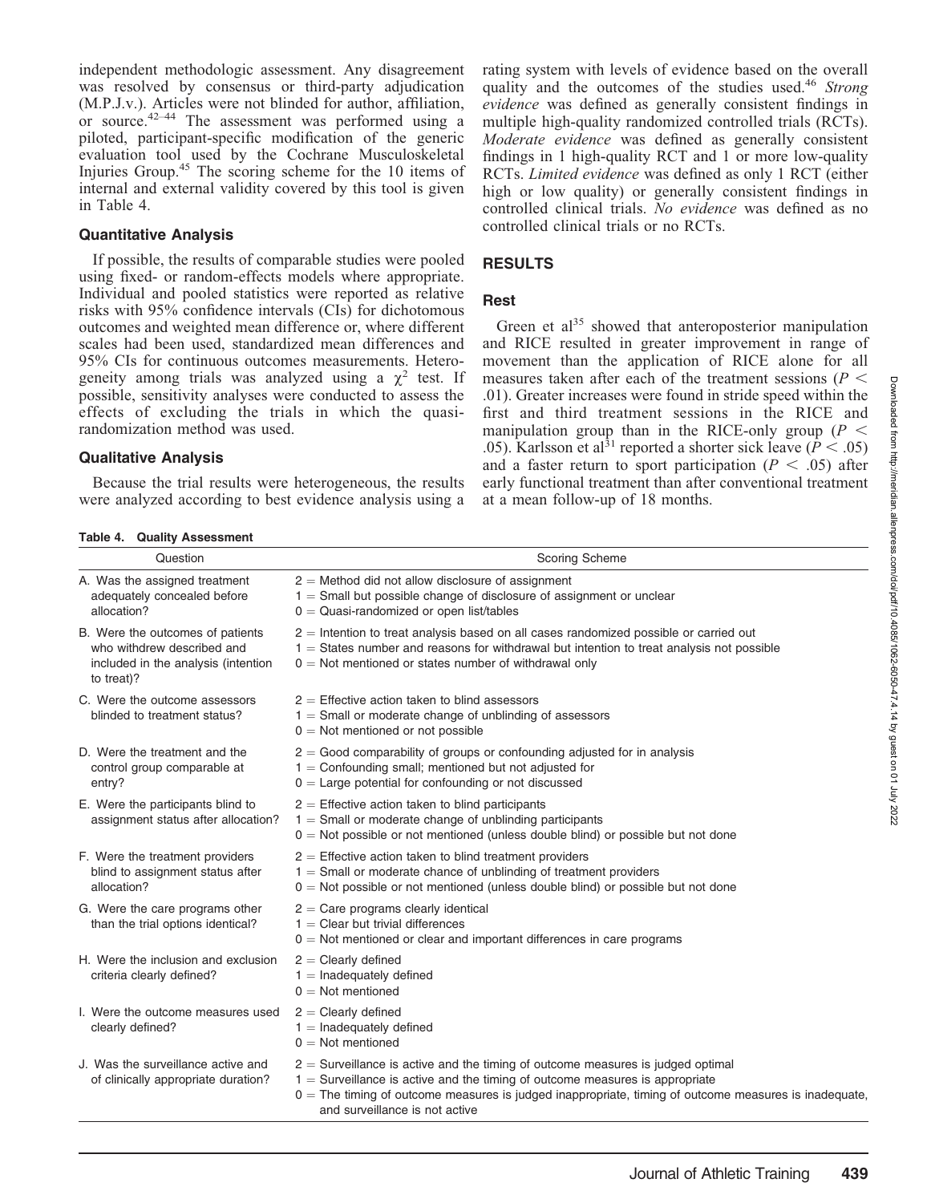independent methodologic assessment. Any disagreement was resolved by consensus or third-party adjudication (M.P.J.v.). Articles were not blinded for author, affiliation, or source.[42–44] The assessment was performed using a piloted, participant-specific modification of the generic evaluation tool used by the Cochrane Musculoskeletal Injuries Group.[45] The scoring scheme for the 10 items of internal and external validity covered by this tool is given in Table 4.

### Quantitative Analysis

If possible, the results of comparable studies were pooled using fixed- or random-effects models where appropriate. Individual and pooled statistics were reported as relative risks with 95% confidence intervals (CIs) for dichotomous outcomes and weighted mean difference or, where different scales had been used, standardized mean differences and 95% CIs for continuous outcomes measurements. Heterogeneity among trials was analyzed using a $\chi^2$ test. If possible, sensitivity analyses were conducted to assess the effects of excluding the trials in which the quasi-randomization method was used.

### Qualitative Analysis

Because the trial results were heterogeneous, the results were analyzed according to best evidence analysis using a rating system with levels of evidence based on the overall quality and the outcomes of the studies used.[46] *Strong evidence* was defined as generally consistent findings in multiple high-quality randomized controlled trials (RCTs). *Moderate evidence* was defined as generally consistent findings in 1 high-quality RCT and 1 or more low-quality RCTs. *Limited evidence* was defined as only 1 RCT (either high or low quality) or generally consistent findings in controlled clinical trials. *No evidence* was defined as no controlled clinical trials or no RCTs.

## RESULTS

### Rest

Green et al[35] showed that anteroposterior manipulation and RICE resulted in greater improvement in range of movement than the application of RICE alone for all measures taken after each of the treatment sessions ($P < .01$). Greater increases were found in stride speed within the first and third treatment sessions in the RICE and manipulation group than in the RICE-only group ($P < .05$). Karlsson et al[31] reported a shorter sick leave ($P < .05$) and a faster return to sport participation ($P < .05$) after early functional treatment than after conventional treatment at a mean follow-up of 18 months.

**Table 4. Quality Assessment**

| Question | Scoring Scheme |
|---|---|
| A. Was the assigned treatment adequately concealed before allocation? | 2 = Method did not allow disclosure of assignment<br>1 = Small but possible change of disclosure of assignment or unclear<br>0 = Quasi-randomized or open list/tables |
| B. Were the outcomes of patients who withdrew described and included in the analysis (intention to treat)? | 2 = Intention to treat analysis based on all cases randomized possible or carried out<br>1 = States number and reasons for withdrawal but intention to treat analysis not possible<br>0 = Not mentioned or states number of withdrawal only |
| C. Were the outcome assessors blinded to treatment status? | 2 = Effective action taken to blind assessors<br>1 = Small or moderate change of unblinding of assessors<br>0 = Not mentioned or not possible |
| D. Were the treatment and the control group comparable at entry? | 2 = Good comparability of groups or confounding adjusted for in analysis<br>1 = Confounding small; mentioned but not adjusted for<br>0 = Large potential for confounding or not discussed |
| E. Were the participants blind to assignment status after allocation? | 2 = Effective action taken to blind participants<br>1 = Small or moderate change of unblinding participants<br>0 = Not possible or not mentioned (unless double blind) or possible but not done |
| F. Were the treatment providers blind to assignment status after allocation? | 2 = Effective action taken to blind treatment providers<br>1 = Small or moderate chance of unblinding of treatment providers<br>0 = Not possible or not mentioned (unless double blind) or possible but not done |
| G. Were the care programs other than the trial options identical? | 2 = Care programs clearly identical<br>1 = Clear but trivial differences<br>0 = Not mentioned or clear and important differences in care programs |
| H. Were the inclusion and exclusion criteria clearly defined? | 2 = Clearly defined<br>1 = Inadequately defined<br>0 = Not mentioned |
| I. Were the outcome measures used clearly defined? | 2 = Clearly defined<br>1 = Inadequately defined<br>0 = Not mentioned |
| J. Was the surveillance active and of clinically appropriate duration? | 2 = Surveillance is active and the timing of outcome measures is judged optimal<br>1 = Surveillance is active and the timing of outcome measures is appropriate<br>0 = The timing of outcome measures is judged inappropriate, timing of outcome measures is inadequate, and surveillance is not active |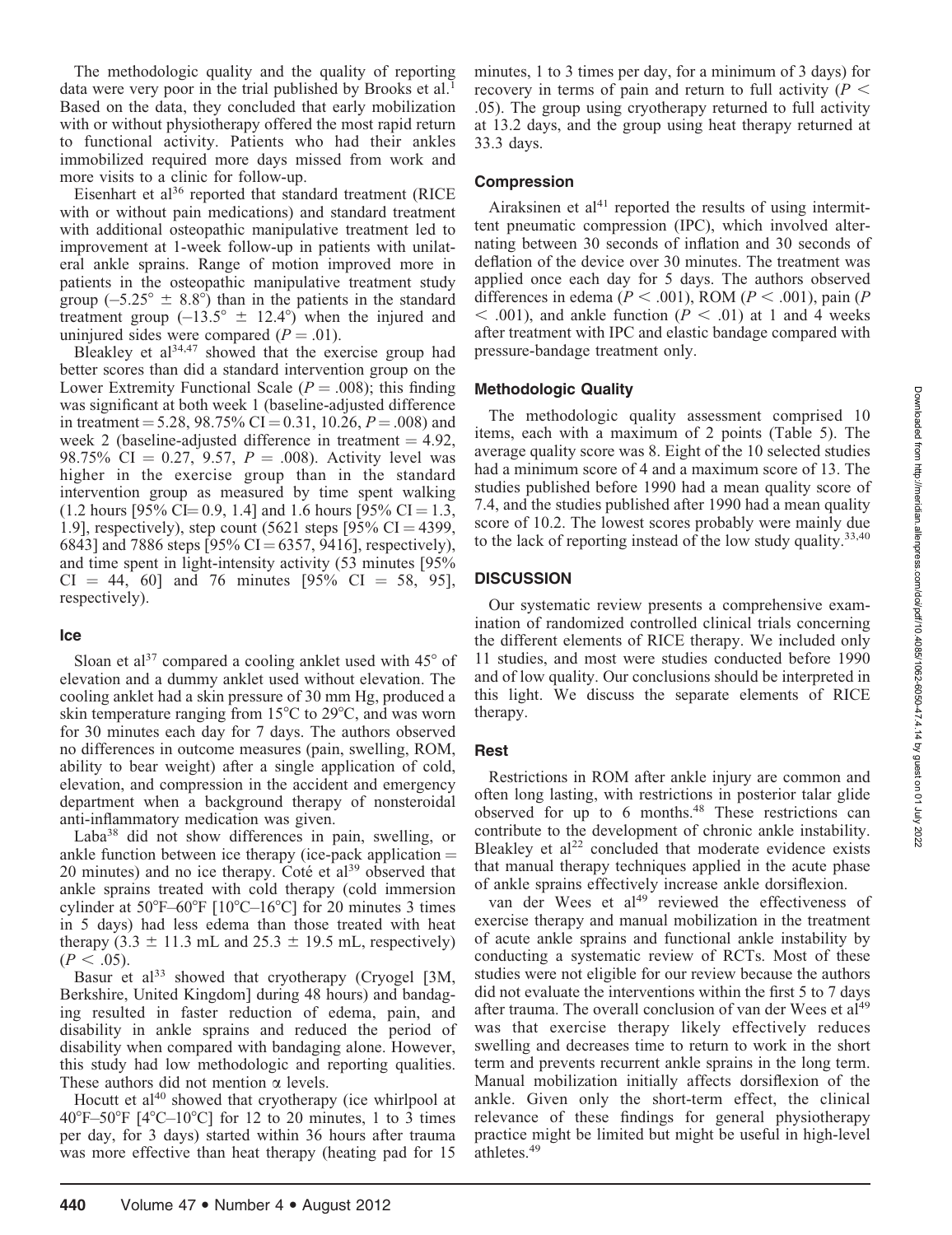The methodologic quality and the quality of reporting data were very poor in the trial published by Brooks et al.[1] Based on the data, they concluded that early mobilization with or without physiotherapy offered the most rapid return to functional activity. Patients who had their ankles immobilized required more days missed from work and more visits to a clinic for follow-up.

Eisenhart et al[36] reported that standard treatment (RICE with or without pain medications) and standard treatment with additional osteopathic manipulative treatment led to improvement at 1-week follow-up in patients with unilateral ankle sprains. Range of motion improved more in patients in the osteopathic manipulative treatment study group (–5.25° ± 8.8°) than in the patients in the standard treatment group (–13.5° ± 12.4°) when the injured and uninjured sides were compared ($P = .01$).

Bleakley et al[34,47] showed that the exercise group had better scores than did a standard intervention group on the Lower Extremity Functional Scale ($P = .008$); this finding was significant at both week 1 (baseline-adjusted difference in treatment = 5.28, 98.75% CI = 0.31, 10.26, $P = .008$) and week 2 (baseline-adjusted difference in treatment = 4.92, 98.75% CI = 0.27, 9.57, $P = .008$). Activity level was higher in the exercise group than in the standard intervention group as measured by time spent walking (1.2 hours [95% CI= 0.9, 1.4] and 1.6 hours [95% CI = 1.3, 1.9], respectively), step count (5621 steps [95% CI = 4399, 6843] and 7886 steps [95% CI = 6357, 9416], respectively), and time spent in light-intensity activity (53 minutes [95% CI = 44, 60] and 76 minutes [95% CI = 58, 95], respectively).

### Ice

Sloan et al[37] compared a cooling anklet used with 45° of elevation and a dummy anklet used without elevation. The cooling anklet had a skin pressure of 30 mm Hg, produced a skin temperature ranging from 15°C to 29°C, and was worn for 30 minutes each day for 7 days. The authors observed no differences in outcome measures (pain, swelling, ROM, ability to bear weight) after a single application of cold, elevation, and compression in the accident and emergency department when a background therapy of nonsteroidal anti-inflammatory medication was given.

Laba[38] did not show differences in pain, swelling, or ankle function between ice therapy (ice-pack application = 20 minutes) and no ice therapy. Coté et al[39] observed that ankle sprains treated with cold therapy (cold immersion cylinder at 50°F–60°F [10°C–16°C] for 20 minutes 3 times in 5 days) had less edema than those treated with heat therapy (3.3 ± 11.3 mL and 25.3 ± 19.5 mL, respectively) ($P < .05$).

Basur et al[33] showed that cryotherapy (Cryogel [3M, Berkshire, United Kingdom] during 48 hours) and bandaging resulted in faster reduction of edema, pain, and disability in ankle sprains and reduced the period of disability when compared with bandaging alone. However, this study had low methodologic and reporting qualities. These authors did not mention $\alpha$ levels.

Hocutt et al[40] showed that cryotherapy (ice whirlpool at 40°F–50°F [4°C–10°C] for 12 to 20 minutes, 1 to 3 times per day, for 3 days) started within 36 hours after trauma was more effective than heat therapy (heating pad for 15 minutes, 1 to 3 times per day, for a minimum of 3 days) for recovery in terms of pain and return to full activity ($P < .05$). The group using cryotherapy returned to full activity at 13.2 days, and the group using heat therapy returned at 33.3 days.

### Compression

Airaksinen et al[41] reported the results of using intermittent pneumatic compression (IPC), which involved alternating between 30 seconds of inflation and 30 seconds of deflation of the device over 30 minutes. The treatment was applied once each day for 5 days. The authors observed differences in edema ($P < .001$), ROM ($P < .001$), pain ($P < .001$), and ankle function ($P < .01$) at 1 and 4 weeks after treatment with IPC and elastic bandage compared with pressure-bandage treatment only.

### Methodologic Quality

The methodologic quality assessment comprised 10 items, each with a maximum of 2 points (Table 5). The average quality score was 8. Eight of the 10 selected studies had a minimum score of 4 and a maximum score of 13. The studies published before 1990 had a mean quality score of 7.4, and the studies published after 1990 had a mean quality score of 10.2. The lowest scores probably were mainly due to the lack of reporting instead of the low study quality.[33,40]

## DISCUSSION

Our systematic review presents a comprehensive examination of randomized controlled clinical trials concerning the different elements of RICE therapy. We included only 11 studies, and most were studies conducted before 1990 and of low quality. Our conclusions should be interpreted in this light. We discuss the separate elements of RICE therapy.

### Rest

Restrictions in ROM after ankle injury are common and often long lasting, with restrictions in posterior talar glide observed for up to 6 months.[48] These restrictions can contribute to the development of chronic ankle instability. Bleakley et al[22] concluded that moderate evidence exists that manual therapy techniques applied in the acute phase of ankle sprains effectively increase ankle dorsiflexion.

van der Wees et al[49] reviewed the effectiveness of exercise therapy and manual mobilization in the treatment of acute ankle sprains and functional ankle instability by conducting a systematic review of RCTs. Most of these studies were not eligible for our review because the authors did not evaluate the interventions within the first 5 to 7 days after trauma. The overall conclusion of van der Wees et al[49] was that exercise therapy likely effectively reduces swelling and decreases time to return to work in the short term and prevents recurrent ankle sprains in the long term. Manual mobilization initially affects dorsiflexion of the ankle. Given only the short-term effect, the clinical relevance of these findings for general physiotherapy practice might be limited but might be useful in high-level athletes.[49]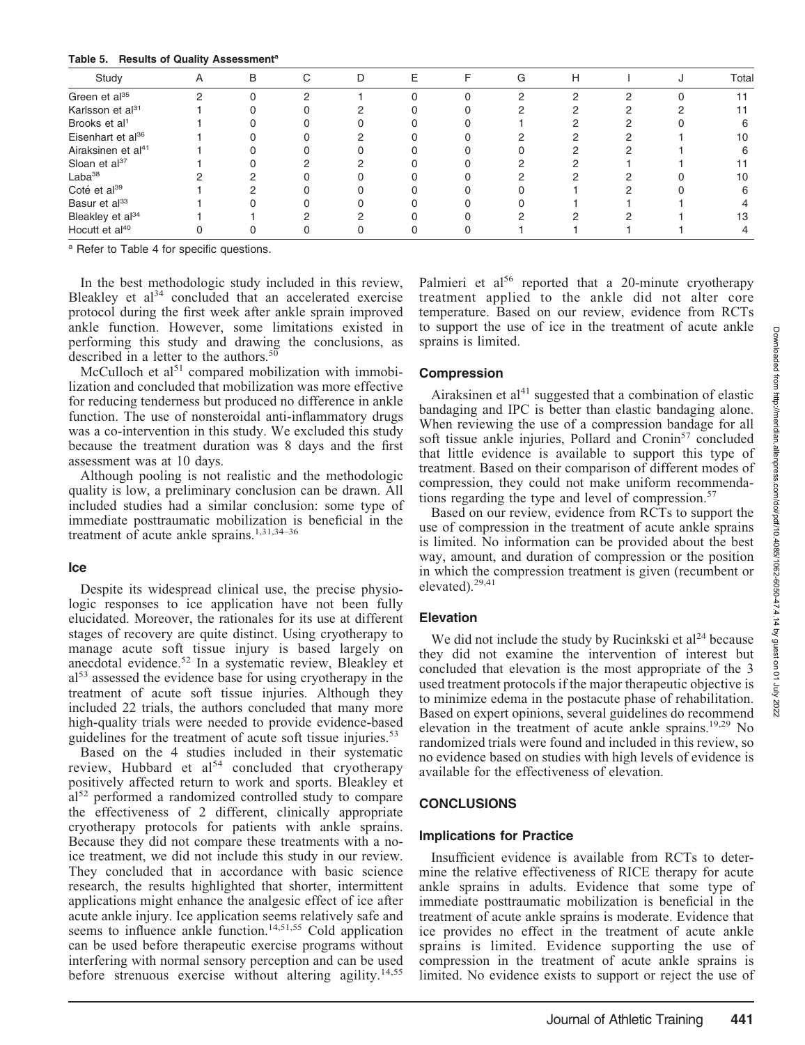**Table 5. Results of Quality Assessment[a]**

| Study | A | B | C | D | E | F | G | H | I | J | Total |
|---|---|---|---|---|---|---|---|---|---|---|---|
| Green et al[35] | 2 | 0 | 2 | 1 | 0 | 0 | 2 | 2 | 2 | 0 | 11 |
| Karlsson et al[31] | 1 | 0 | 0 | 2 | 0 | 0 | 2 | 2 | 2 | 2 | 11 |
| Brooks et al[1] | 1 | 0 | 0 | 0 | 0 | 0 | 1 | 2 | 2 | 0 | 6 |
| Eisenhart et al[36] | 1 | 0 | 0 | 2 | 0 | 0 | 2 | 2 | 2 | 1 | 10 |
| Airaksinen et al[41] | 1 | 0 | 0 | 0 | 0 | 0 | 0 | 2 | 2 | 1 | 6 |
| Sloan et al[37] | 1 | 0 | 2 | 2 | 0 | 0 | 2 | 2 | 1 | 1 | 11 |
| Laba[38] | 2 | 2 | 0 | 0 | 0 | 0 | 2 | 2 | 2 | 0 | 10 |
| Coté et al[39] | 1 | 2 | 0 | 0 | 0 | 0 | 0 | 1 | 2 | 0 | 6 |
| Basur et al[33] | 1 | 0 | 0 | 0 | 0 | 0 | 0 | 1 | 1 | 1 | 4 |
| Bleakley et al[34] | 1 | 1 | 2 | 2 | 0 | 0 | 2 | 2 | 2 | 1 | 13 |
| Hocutt et al[40] | 0 | 0 | 0 | 0 | 0 | 0 | 1 | 1 | 1 | 1 | 4 |

[a] Refer to Table 4 for specific questions.

In the best methodologic study included in this review, Bleakley et al[34] concluded that an accelerated exercise protocol during the first week after ankle sprain improved ankle function. However, some limitations existed in performing this study and drawing the conclusions, as described in a letter to the authors.[50]

McCulloch et al[51] compared mobilization with immobilization and concluded that mobilization was more effective for reducing tenderness but produced no difference in ankle function. The use of nonsteroidal anti-inflammatory drugs was a co-intervention in this study. We excluded this study because the treatment duration was 8 days and the first assessment was at 10 days.

Although pooling is not realistic and the methodologic quality is low, a preliminary conclusion can be drawn. All included studies had a similar conclusion: some type of immediate posttraumatic mobilization is beneficial in the treatment of acute ankle sprains.[1,31,34–36]

### Ice

Despite its widespread clinical use, the precise physiologic responses to ice application have not been fully elucidated. Moreover, the rationales for its use at different stages of recovery are quite distinct. Using cryotherapy to manage acute soft tissue injury is based largely on anecdotal evidence.[52] In a systematic review, Bleakley et al[53] assessed the evidence base for using cryotherapy in the treatment of acute soft tissue injuries. Although they included 22 trials, the authors concluded that many more high-quality trials were needed to provide evidence-based guidelines for the treatment of acute soft tissue injuries.[53]

Based on the 4 studies included in their systematic review, Hubbard et al[54] concluded that cryotherapy positively affected return to work and sports. Bleakley et al[52] performed a randomized controlled study to compare the effectiveness of 2 different, clinically appropriate cryotherapy protocols for patients with ankle sprains. Because they did not compare these treatments with a no-ice treatment, we did not include this study in our review. They concluded that in accordance with basic science research, the results highlighted that shorter, intermittent applications might enhance the analgesic effect of ice after acute ankle injury. Ice application seems relatively safe and seems to influence ankle function.[14,51,55] Cold application can be used before therapeutic exercise programs without interfering with normal sensory perception and can be used before strenuous exercise without altering agility.[14,55] Palmieri et al[56] reported that a 20-minute cryotherapy treatment applied to the ankle did not alter core temperature. Based on our review, evidence from RCTs to support the use of ice in the treatment of acute ankle sprains is limited.

### Compression

Airaksinen et al[41] suggested that a combination of elastic bandaging and IPC is better than elastic bandaging alone. When reviewing the use of a compression bandage for all soft tissue ankle injuries, Pollard and Cronin[57] concluded that little evidence is available to support this type of treatment. Based on their comparison of different modes of compression, they could not make uniform recommendations regarding the type and level of compression.[57]

Based on our review, evidence from RCTs to support the use of compression in the treatment of acute ankle sprains is limited. No information can be provided about the best way, amount, and duration of compression or the position in which the compression treatment is given (recumbent or elevated).[29,41]

### Elevation

We did not include the study by Rucinkski et al[24] because they did not examine the intervention of interest but concluded that elevation is the most appropriate of the 3 used treatment protocols if the major therapeutic objective is to minimize edema in the postacute phase of rehabilitation. Based on expert opinions, several guidelines do recommend elevation in the treatment of acute ankle sprains.[19,29] No randomized trials were found and included in this review, so no evidence based on studies with high levels of evidence is available for the effectiveness of elevation.

## CONCLUSIONS

### Implications for Practice

Insufficient evidence is available from RCTs to determine the relative effectiveness of RICE therapy for acute ankle sprains in adults. Evidence that some type of immediate posttraumatic mobilization is beneficial in the treatment of acute ankle sprains is moderate. Evidence that ice provides no effect in the treatment of acute ankle sprains is limited. Evidence supporting the use of compression in the treatment of acute ankle sprains is limited. No evidence exists to support or reject the use of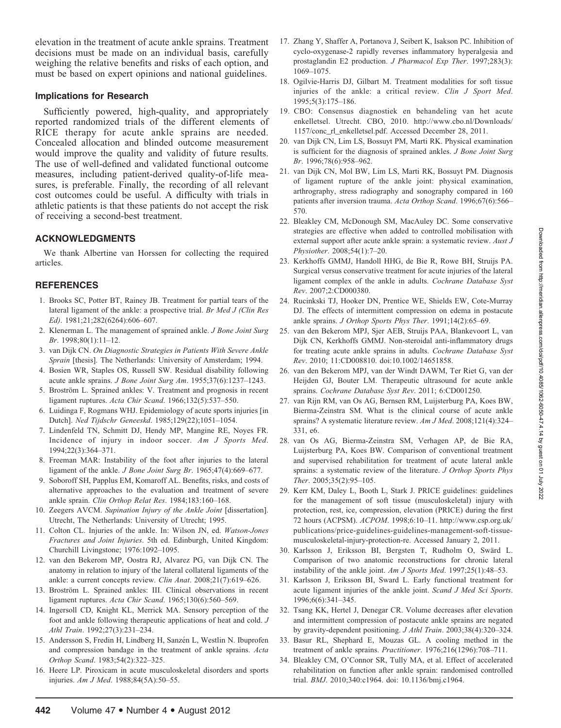elevation in the treatment of acute ankle sprains. Treatment decisions must be made on an individual basis, carefully weighing the relative benefits and risks of each option, and must be based on expert opinions and national guidelines.

### Implications for Research

Sufficiently powered, high-quality, and appropriately reported randomized trials of the different elements of RICE therapy for acute ankle sprains are needed. Concealed allocation and blinded outcome measurement would improve the quality and validity of future results. The use of well-defined and validated functional outcome measures, including patient-derived quality-of-life measures, is preferable. Finally, the recording of all relevant cost outcomes could be useful. A difficulty with trials in athletic patients is that these patients do not accept the risk of receiving a second-best treatment.

## ACKNOWLEDGMENTS

We thank Albertine van Horssen for collecting the required articles.

## REFERENCES

1. Brooks SC, Potter BT, Rainey JB. Treatment for partial tears of the lateral ligament of the ankle: a prospective trial. *Br Med J (Clin Res Ed)*. 1981;21;282(6264):606–607.
2. Klenerman L. The management of sprained ankle. *J Bone Joint Surg Br*. 1998;80(1):11–12.
3. van Dijk CN. *On Diagnostic Strategies in Patients With Severe Ankle Sprain* [thesis]. The Netherlands: University of Amsterdam; 1994.
4. Bosien WR, Staples OS, Russell SW. Residual disability following acute ankle sprains. *J Bone Joint Surg Am*. 1955;37(6):1237–1243.
5. Broström L. Sprained ankles: V. Treatment and prognosis in recent ligament ruptures. *Acta Chir Scand*. 1966;132(5):537–550.
6. Luidinga F, Rogmans WHJ. Epidemiology of acute sports injuries [in Dutch]. *Ned Tijdschr Geneeskd*. 1985;129(22);1051–1054.
7. Lindenfeld TN, Schmitt DJ, Hendy MP, Mangine RE, Noyes FR. Incidence of injury in indoor soccer. *Am J Sports Med*. 1994;22(3):364–371.
8. Freeman MAR: Instability of the foot after injuries to the lateral ligament of the ankle. *J Bone Joint Surg Br*. 1965;47(4):669–677.
9. Soboroff SH, Papplus EM, Komaroff AL. Benefits, risks, and costs of alternative approaches to the evaluation and treatment of severe ankle sprain. *Clin Orthop Relat Res*. 1984;183:160–168.
10. Zeegers AVCM. *Supination Injury of the Ankle Joint* [dissertation]. Utrecht, The Netherlands: University of Utrecht; 1995.
11. Colton CL. Injuries of the ankle. In: Wilson JN, ed. *Watson-Jones Fractures and Joint Injuries*. 5th ed. Edinburgh, United Kingdom: Churchill Livingstone; 1976:1092–1095.
12. van den Bekerom MP, Oostra RJ, Alvarez PG, van Dijk CN. The anatomy in relation to injury of the lateral collateral ligaments of the ankle: a current concepts review. *Clin Anat*. 2008;21(7):619–626.
13. Broström L. Sprained ankles: III. Clinical observations in recent ligament ruptures. *Acta Chir Scand*. 1965;130(6):560–569.
14. Ingersoll CD, Knight KL, Merrick MA. Sensory perception of the foot and ankle following therapeutic applications of heat and cold. *J Athl Train*. 1992;27(3):231–234.
15. Andersson S, Fredin H, Lindberg H, Sanzén L, Westlin N. Ibuprofen and compression bandage in the treatment of ankle sprains. *Acta Orthop Scand*. 1983;54(2):322–325.
16. Heere LP. Piroxicam in acute musculoskeletal disorders and sports injuries. *Am J Med*. 1988;84(5A):50–55.
17. Zhang Y, Shaffer A, Portanova J, Seibert K, Isakson PC. Inhibition of cyclo-oxygenase-2 rapidly reverses inflammatory hyperalgesia and prostaglandin E2 production. *J Pharmacol Exp Ther*. 1997;283(3): 1069–1075.
18. Ogilvie-Harris DJ, Gilbart M. Treatment modalities for soft tissue injuries of the ankle: a critical review. *Clin J Sport Med*. 1995;5(3):175–186.
19. CBO: Consensus diagnostiek en behandeling van het acute enkelletsel. Utrecht. CBO, 2010. http://www.cbo.nl/Downloads/1157/conc_rl_enkelletsel.pdf. Accessed December 28, 2011.
20. van Dijk CN, Lim LS, Bossuyt PM, Marti RK. Physical examination is sufficient for the diagnosis of sprained ankles. *J Bone Joint Surg Br*. 1996;78(6):958–962.
21. van Dijk CN, Mol BW, Lim LS, Marti RK, Bossuyt PM. Diagnosis of ligament rupture of the ankle joint: physical examination, arthrography, stress radiography and sonography compared in 160 patients after inversion trauma. *Acta Orthop Scand*. 1996;67(6):566–570.
22. Bleakley CM, McDonough SM, MacAuley DC. Some conservative strategies are effective when added to controlled mobilisation with external support after acute ankle sprain: a systematic review. *Aust J Physiother*. 2008;54(1):7–20.
23. Kerkhoffs GMMJ, Handoll HHG, de Bie R, Rowe BH, Struijs PA. Surgical versus conservative treatment for acute injuries of the lateral ligament complex of the ankle in adults. *Cochrane Database Syst Rev*. 2007;2:CD000380.
24. Rucinkski TJ, Hooker DN, Prentice WE, Shields EW, Cote-Murray DJ. The effects of intermittent compression on edema in postacute ankle sprains. *J Orthop Sports Phys Ther*. 1991;14(2):65–69.
25. van den Bekerom MPJ, Sjer AEB, Struijs PAA, Blankevoort L, van Dijk CN, Kerkhoffs GMMJ. Non-steroidal anti-inflammatory drugs for treating acute ankle sprains in adults. *Cochrane Database Syst Rev*. 2010; 11:CD008810. doi:10.1002/14651858.
26. van den Bekerom MPJ, van der Windt DAWM, Ter Riet G, van der Heijden GJ, Bouter LM. Therapeutic ultrasound for acute ankle sprains. *Cochrane Database Syst Rev*. 2011; 6:CD001250.
27. van Rijn RM, van Os AG, Bernsen RM, Luijsterburg PA, Koes BW, Bierma-Zeinstra SM. What is the clinical course of acute ankle sprains? A systematic literature review. *Am J Med*. 2008;121(4):324–331, e6.
28. van Os AG, Bierma-Zeinstra SM, Verhagen AP, de Bie RA, Luijsterburg PA, Koes BW. Comparison of conventional treatment and supervised rehabilitation for treatment of acute lateral ankle sprains: a systematic review of the literature. *J Orthop Sports Phys Ther*. 2005;35(2):95–105.
29. Kerr KM, Daley L, Booth L, Stark J. PRICE guidelines: guidelines for the management of soft tissue (musculoskeletal) injury with protection, rest, ice, compression, elevation (PRICE) during the first 72 hours (ACPSM). *ACPOM*. 1998;6:10–11. http://www.csp.org.uk/publications/price-guidelines-guidelines-management-soft-tissue-musculoskeletal-injury-protection-re. Accessed January 2, 2011.
30. Karlsson J, Eriksson BI, Bergsten T, Rudholm O, Swärd L. Comparison of two anatomic reconstructions for chronic lateral instability of the ankle joint. *Am J Sports Med*. 1997;25(1):48–53.
31. Karlsson J, Eriksson BI, Sward L. Early functional treatment for acute ligament injuries of the ankle joint. *Scand J Med Sci Sports*. 1996;6(6):341–345.
32. Tsang KK, Hertel J, Denegar CR. Volume decreases after elevation and intermittent compression of postacute ankle sprains are negated by gravity-dependent positioning. *J Athl Train*. 2003;38(4):320–324.
33. Basur RL, Shephard E, Mouzas GL. A cooling method in the treatment of ankle sprains. *Practitioner*. 1976;216(1296):708–711.
34. Bleakley CM, O'Connor SR, Tully MA, et al. Effect of accelerated rehabilitation on function after ankle sprain: randomised controlled trial. *BMJ*. 2010;340:c1964. doi: 10.1136/bmj.c1964.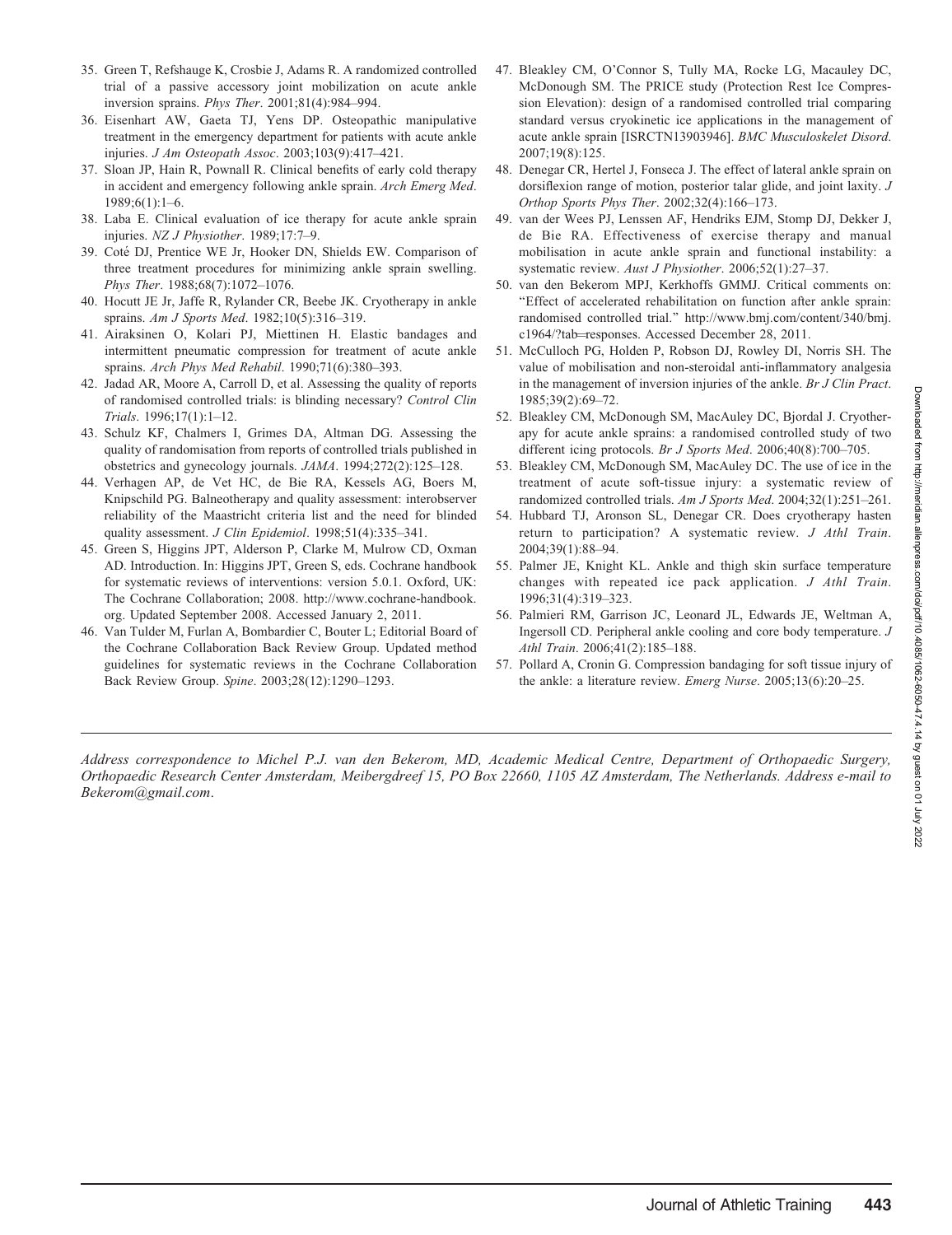35. Green T, Refshauge K, Crosbie J, Adams R. A randomized controlled trial of a passive accessory joint mobilization on acute ankle inversion sprains. *Phys Ther*. 2001;81(4):984–994.
36. Eisenhart AW, Gaeta TJ, Yens DP. Osteopathic manipulative treatment in the emergency department for patients with acute ankle injuries. *J Am Osteopath Assoc*. 2003;103(9):417–421.
37. Sloan JP, Hain R, Pownall R. Clinical benefits of early cold therapy in accident and emergency following ankle sprain. *Arch Emerg Med*. 1989;6(1):1–6.
38. Laba E. Clinical evaluation of ice therapy for acute ankle sprain injuries. *NZ J Physiother*. 1989;17:7–9.
39. Coté DJ, Prentice WE Jr, Hooker DN, Shields EW. Comparison of three treatment procedures for minimizing ankle sprain swelling. *Phys Ther*. 1988;68(7):1072–1076.
40. Hocutt JE Jr, Jaffe R, Rylander CR, Beebe JK. Cryotherapy in ankle sprains. *Am J Sports Med*. 1982;10(5):316–319.
41. Airaksinen O, Kolari PJ, Miettinen H. Elastic bandages and intermittent pneumatic compression for treatment of acute ankle sprains. *Arch Phys Med Rehabil*. 1990;71(6):380–393.
42. Jadad AR, Moore A, Carroll D, et al. Assessing the quality of reports of randomised controlled trials: is blinding necessary? *Control Clin Trials*. 1996;17(1):1–12.
43. Schulz KF, Chalmers I, Grimes DA, Altman DG. Assessing the quality of randomisation from reports of controlled trials published in obstetrics and gynecology journals. *JAMA*. 1994;272(2):125–128.
44. Verhagen AP, de Vet HC, de Bie RA, Kessels AG, Boers M, Knipschild PG. Balneotherapy and quality assessment: interobserver reliability of the Maastricht criteria list and the need for blinded quality assessment. *J Clin Epidemiol*. 1998;51(4):335–341.
45. Green S, Higgins JPT, Alderson P, Clarke M, Mulrow CD, Oxman AD. Introduction. In: Higgins JPT, Green S, eds. Cochrane handbook for systematic reviews of interventions: version 5.0.1. Oxford, UK: The Cochrane Collaboration; 2008. http://www.cochrane-handbook.org. Updated September 2008. Accessed January 2, 2011.
46. Van Tulder M, Furlan A, Bombardier C, Bouter L; Editorial Board of the Cochrane Collaboration Back Review Group. Updated method guidelines for systematic reviews in the Cochrane Collaboration Back Review Group. *Spine*. 2003;28(12):1290–1293.
47. Bleakley CM, O'Connor S, Tully MA, Rocke LG, Macauley DC, McDonough SM. The PRICE study (Protection Rest Ice Compression Elevation): design of a randomised controlled trial comparing standard versus cryokinetic ice applications in the management of acute ankle sprain [ISRCTN13903946]. *BMC Musculoskelet Disord*. 2007;19(8):125.
48. Denegar CR, Hertel J, Fonseca J. The effect of lateral ankle sprain on dorsiflexion range of motion, posterior talar glide, and joint laxity. *J Orthop Sports Phys Ther*. 2002;32(4):166–173.
49. van der Wees PJ, Lenssen AF, Hendriks EJM, Stomp DJ, Dekker J, de Bie RA. Effectiveness of exercise therapy and manual mobilisation in acute ankle sprain and functional instability: a systematic review. *Aust J Physiother*. 2006;52(1):27–37.
50. van den Bekerom MPJ, Kerkhoffs GMMJ. Critical comments on: "Effect of accelerated rehabilitation on function after ankle sprain: randomised controlled trial." http://www.bmj.com/content/340/bmj.c1964/?tab=responses. Accessed December 28, 2011.
51. McCulloch PG, Holden P, Robson DJ, Rowley DI, Norris SH. The value of mobilisation and non-steroidal anti-inflammatory analgesia in the management of inversion injuries of the ankle. *Br J Clin Pract*. 1985;39(2):69–72.
52. Bleakley CM, McDonough SM, MacAuley DC, Bjordal J. Cryotherapy for acute ankle sprains: a randomised controlled study of two different icing protocols. *Br J Sports Med*. 2006;40(8):700–705.
53. Bleakley CM, McDonough SM, MacAuley DC. The use of ice in the treatment of acute soft-tissue injury: a systematic review of randomized controlled trials. *Am J Sports Med*. 2004;32(1):251–261.
54. Hubbard TJ, Aronson SL, Denegar CR. Does cryotherapy hasten return to participation? A systematic review. *J Athl Train*. 2004;39(1):88–94.
55. Palmer JE, Knight KL. Ankle and thigh skin surface temperature changes with repeated ice pack application. *J Athl Train*. 1996;31(4):319–323.
56. Palmieri RM, Garrison JC, Leonard JL, Edwards JE, Weltman A, Ingersoll CD. Peripheral ankle cooling and core body temperature. *J Athl Train*. 2006;41(2):185–188.
57. Pollard A, Cronin G. Compression bandaging for soft tissue injury of the ankle: a literature review. *Emerg Nurse*. 2005;13(6):20–25.

*Address correspondence to Michel P.J. van den Bekerom, MD, Academic Medical Centre, Department of Orthopaedic Surgery, Orthopaedic Research Center Amsterdam, Meibergdreef 15, PO Box 22660, 1105 AZ Amsterdam, The Netherlands. Address e-mail to Bekerom@gmail.com.*